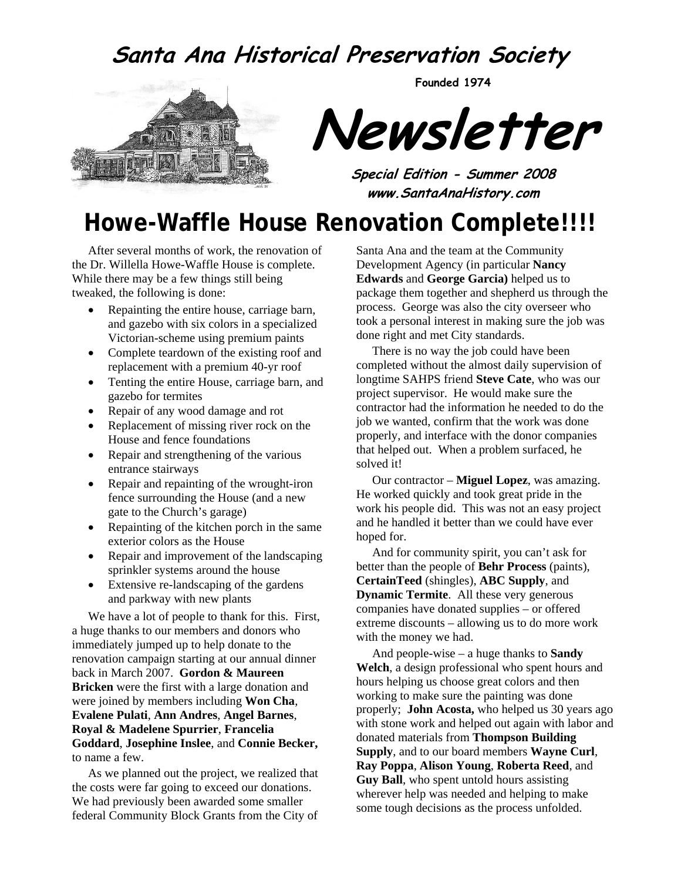# Santa Ana Historical Preservation Society

**Founded 1974**

# Newsletter

**Special Edition - Summer 2008**
**www.SantaAnaHistory.com**

## Howe-Waffle House Renovation Complete!!!!

After several months of work, the renovation of the Dr. Willella Howe-Waffle House is complete. While there may be a few things still being tweaked, the following is done:

- Repainting the entire house, carriage barn, and gazebo with six colors in a specialized Victorian-scheme using premium paints
- Complete teardown of the existing roof and replacement with a premium 40-yr roof
- Tenting the entire House, carriage barn, and gazebo for termites
- Repair of any wood damage and rot
- Replacement of missing river rock on the House and fence foundations
- Repair and strengthening of the various entrance stairways
- Repair and repainting of the wrought-iron fence surrounding the House (and a new gate to the Church's garage)
- Repainting of the kitchen porch in the same exterior colors as the House
- Repair and improvement of the landscaping sprinkler systems around the house
- Extensive re-landscaping of the gardens and parkway with new plants

We have a lot of people to thank for this. First, a huge thanks to our members and donors who immediately jumped up to help donate to the renovation campaign starting at our annual dinner back in March 2007. **Gordon & Maureen Bricken** were the first with a large donation and were joined by members including **Won Cha**, **Evalene Pulati**, **Ann Andres**, **Angel Barnes**, **Royal & Madelene Spurrier**, **Francelia Goddard**, **Josephine Inslee**, and **Connie Becker,** to name a few.

As we planned out the project, we realized that the costs were far going to exceed our donations. We had previously been awarded some smaller federal Community Block Grants from the City of Santa Ana and the team at the Community Development Agency (in particular **Nancy Edwards** and **George Garcia)** helped us to package them together and shepherd us through the process. George was also the city overseer who took a personal interest in making sure the job was done right and met City standards.

There is no way the job could have been completed without the almost daily supervision of longtime SAHPS friend **Steve Cate**, who was our project supervisor. He would make sure the contractor had the information he needed to do the job we wanted, confirm that the work was done properly, and interface with the donor companies that helped out. When a problem surfaced, he solved it!

Our contractor – **Miguel Lopez**, was amazing. He worked quickly and took great pride in the work his people did. This was not an easy project and he handled it better than we could have ever hoped for.

And for community spirit, you can't ask for better than the people of **Behr Process** (paints), **CertainTeed** (shingles), **ABC Supply**, and **Dynamic Termite**. All these very generous companies have donated supplies – or offered extreme discounts – allowing us to do more work with the money we had.

And people-wise – a huge thanks to **Sandy Welch**, a design professional who spent hours and hours helping us choose great colors and then working to make sure the painting was done properly; **John Acosta,** who helped us 30 years ago with stone work and helped out again with labor and donated materials from **Thompson Building Supply**, and to our board members **Wayne Curl**, **Ray Poppa**, **Alison Young**, **Roberta Reed**, and **Guy Ball**, who spent untold hours assisting wherever help was needed and helping to make some tough decisions as the process unfolded.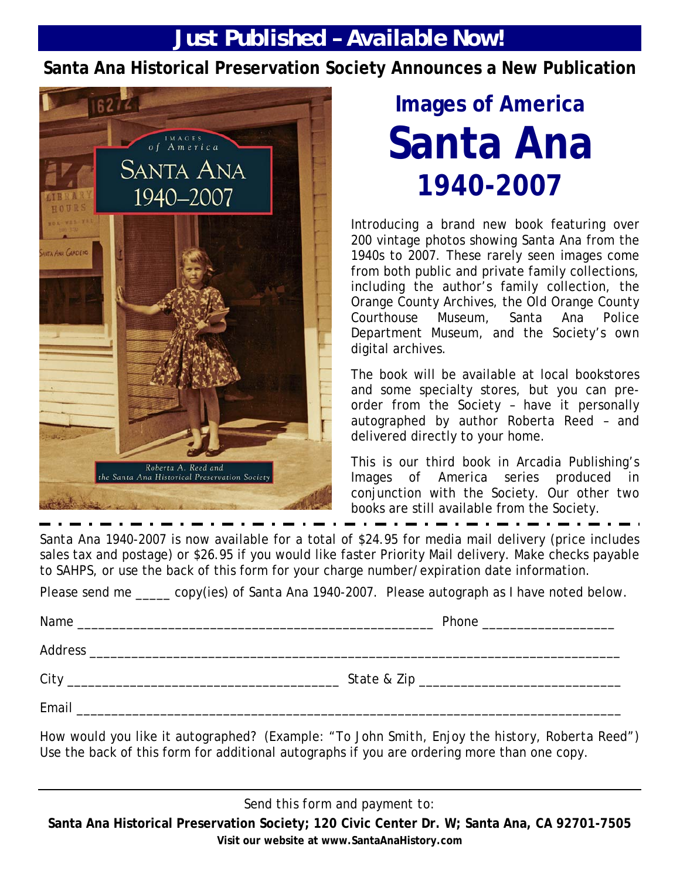# Just Published – Available Now!

**Santa Ana Historical Preservation Society Announces a New Publication**

## Images of America

# Santa Ana

## 1940-2007

Introducing a brand new book featuring over 200 vintage photos showing Santa Ana from the 1940s to 2007. These rarely seen images come from both public and private family collections, including the author's family collection, the Orange County Archives, the Old Orange County Courthouse Museum, Santa Ana Police Department Museum, and the Society's own digital archives.

The book will be available at local bookstores and some specialty stores, but you can pre-order from the Society – have it personally autographed by author Roberta Reed – and delivered directly to your home.

This is our third book in Arcadia Publishing's Images of America series produced in conjunction with the Society. Our other two books are still available from the Society.

---

Santa Ana 1940-2007 is now available for a total of $24.95 for media mail delivery (price includes sales tax and postage) or $26.95 if you would like faster Priority Mail delivery. Make checks payable to SAHPS, or use the back of this form for your charge number/expiration date information.

Please send me _____ copy(ies) of *Santa Ana 1940-2007*. Please autograph as I have noted below.

Name ___________________________________________________ Phone ___________________

Address ___________________________________________________________________________

City _______________________________________ State & Zip ____________________________

Email _____________________________________________________________________________

How would you like it autographed? (Example: "*To John Smith, Enjoy the history, Roberta Reed*") Use the back of this form for additional autographs if you are ordering more than one copy.

---

*Send this form and payment to:*

**Santa Ana Historical Preservation Society; 120 Civic Center Dr. W; Santa Ana, CA 92701-7505**

**Visit our website at www.SantaAnaHistory.com**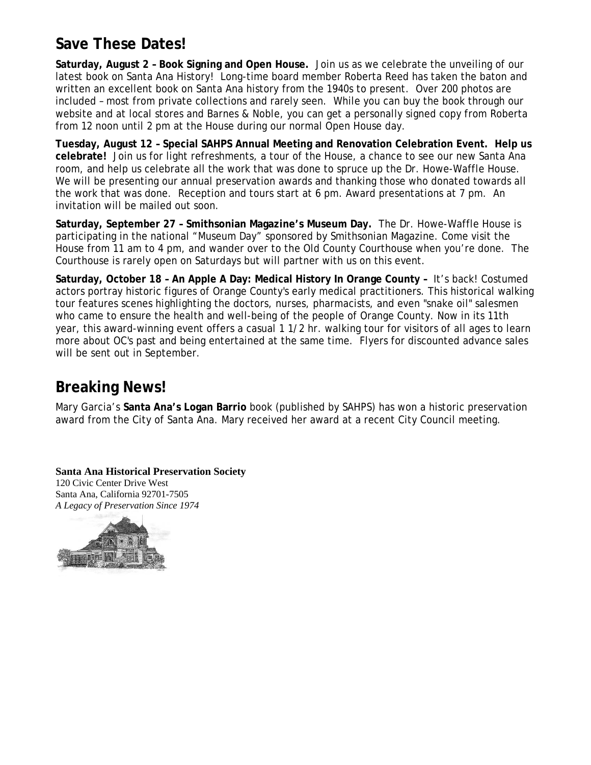## Save These Dates!

**Saturday, August 2 – Book Signing and Open House.** Join us as we celebrate the unveiling of our latest book on Santa Ana History! Long-time board member Roberta Reed has taken the baton and written an excellent book on Santa Ana history from the 1940s to present. Over 200 photos are included – most from private collections and rarely seen. While you can buy the book through our website and at local stores and Barnes & Noble, you can get a personally signed copy from Roberta from 12 noon until 2 pm at the House during our normal Open House day.

**Tuesday, August 12 – Special SAHPS Annual Meeting and Renovation Celebration Event. Help us celebrate!** Join us for light refreshments, a tour of the House, a chance to see our new Santa Ana room, and help us celebrate all the work that was done to spruce up the Dr. Howe-Waffle House. We will be presenting our annual preservation awards and thanking those who donated towards all the work that was done. Reception and tours start at 6 pm. Award presentations at 7 pm. An invitation will be mailed out soon.

**Saturday, September 27 – Smithsonian Magazine's Museum Day.** The Dr. Howe-Waffle House is participating in the national "Museum Day" sponsored by Smithsonian Magazine. Come visit the House from 11 am to 4 pm, and wander over to the Old County Courthouse when you're done. The Courthouse is rarely open on Saturdays but will partner with us on this event.

**Saturday, October 18 – An Apple A Day: Medical History In Orange County –** It's back! Costumed actors portray historic figures of Orange County's early medical practitioners. This historical walking tour features scenes highlighting the doctors, nurses, pharmacists, and even "snake oil" salesmen who came to ensure the health and well-being of the people of Orange County. Now in its 11th year, this award-winning event offers a casual 1 1/2 hr. walking tour for visitors of all ages to learn more about OC's past and being entertained at the same time. Flyers for discounted advance sales will be sent out in September.

## Breaking News!

Mary Garcia's **Santa Ana's Logan Barrio** book (published by SAHPS) has won a historic preservation award from the City of Santa Ana. Mary received her award at a recent City Council meeting.

**Santa Ana Historical Preservation Society**
120 Civic Center Drive West
Santa Ana, California 92701-7505
*A Legacy of Preservation Since 1974*